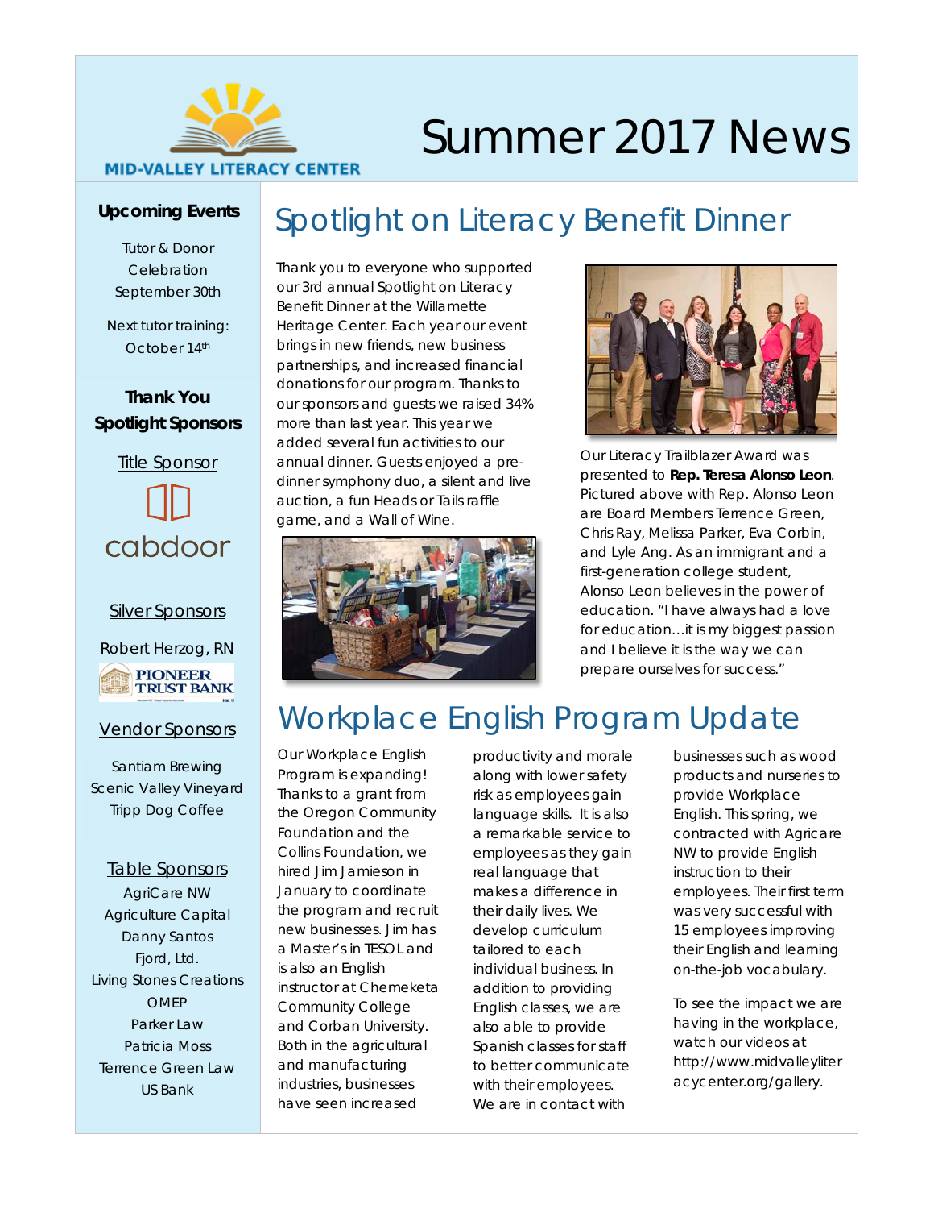MID-VALLEY LITERACY CENTER

# Summer 2017 News

### Upcoming Events

Tutor & Donor Celebration September 30th

Next tutor training: October 14th

### Thank You Spotlight Sponsors

Title Sponsor

cabdoor

Silver Sponsors

Robert Herzog, RN

PIONEER TRUST BANK

Vendor Sponsors

Santiam Brewing
Scenic Valley Vineyard
Tripp Dog Coffee

Table Sponsors

AgriCare NW
Agriculture Capital
Danny Santos
Fjord, Ltd.
Living Stones Creations
OMEP
Parker Law
Patricia Moss
Terrence Green Law
US Bank

## Spotlight on Literacy Benefit Dinner

Thank you to everyone who supported our 3rd annual Spotlight on Literacy Benefit Dinner at the Willamette Heritage Center. Each year our event brings in new friends, new business partnerships, and increased financial donations for our program. Thanks to our sponsors and guests we raised 34% more than last year. This year we added several fun activities to our annual dinner. Guests enjoyed a pre-dinner symphony duo, a silent and live auction, a fun Heads or Tails raffle game, and a Wall of Wine.

Our Literacy Trailblazer Award was presented to **Rep. Teresa Alonso Leon**. Pictured above with Rep. Alonso Leon are Board Members Terrence Green, Chris Ray, Melissa Parker, Eva Corbin, and Lyle Ang. As an immigrant and a first-generation college student, Alonso Leon believes in the power of education. "I have always had a love for education…it is my biggest passion and I believe it is the way we can prepare ourselves for success."

## Workplace English Program Update

Our Workplace English Program is expanding! Thanks to a grant from the Oregon Community Foundation and the Collins Foundation, we hired Jim Jamieson in January to coordinate the program and recruit new businesses. Jim has a Master's in TESOL and is also an English instructor at Chemeketa Community College and Corban University. Both in the agricultural and manufacturing industries, businesses have seen increased productivity and morale along with lower safety risk as employees gain language skills. It is also a remarkable service to employees as they gain real language that makes a difference in their daily lives. We develop curriculum tailored to each individual business. In addition to providing English classes, we are also able to provide Spanish classes for staff to better communicate with their employees. We are in contact with businesses such as wood products and nurseries to provide Workplace English. This spring, we contracted with Agricare NW to provide English instruction to their employees. Their first term was very successful with 15 employees improving their English and learning on-the-job vocabulary.

To see the impact we are having in the workplace, watch our videos at http://www.midvalleyliteracycenter.org/gallery.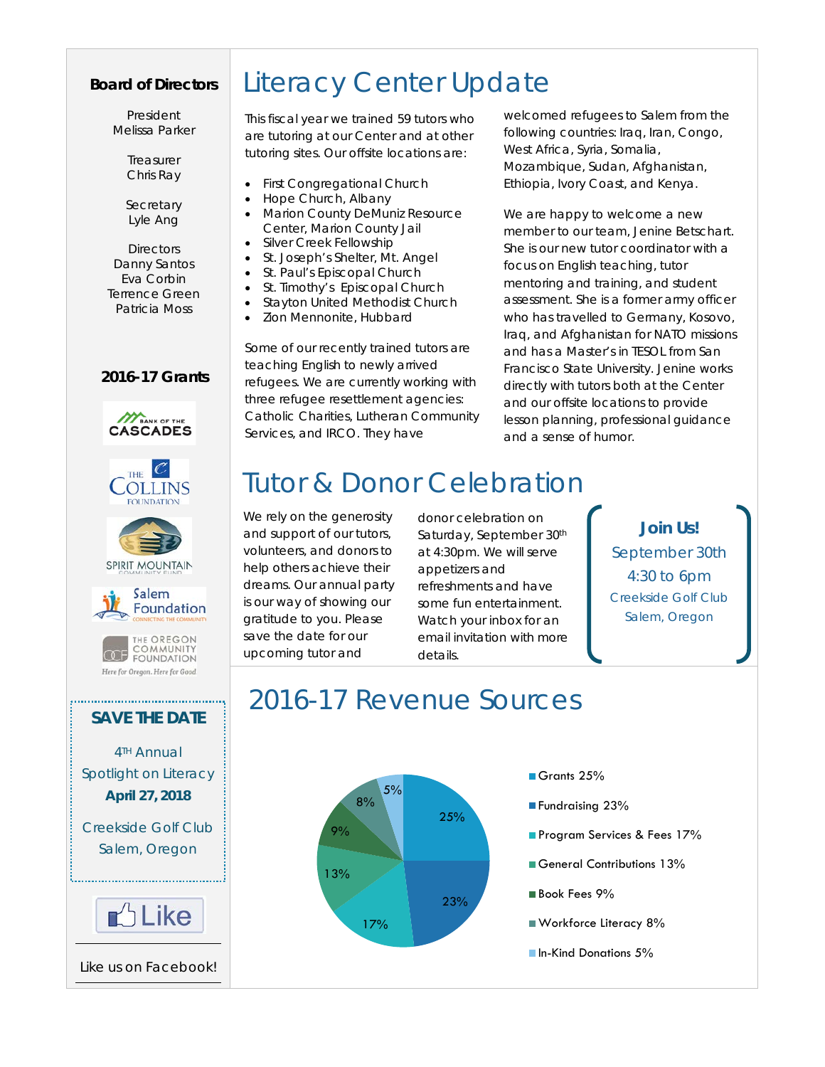# Literacy Center Update

This fiscal year we trained 59 tutors who are tutoring at our Center and at other tutoring sites. Our offsite locations are:

- First Congregational Church
- Hope Church, Albany
- Marion County DeMuniz Resource Center, Marion County Jail
- Silver Creek Fellowship
- St. Joseph's Shelter, Mt. Angel
- St. Paul's Episcopal Church
- St. Timothy's Episcopal Church
- Stayton United Methodist Church
- Zion Mennonite, Hubbard

Some of our recently trained tutors are teaching English to newly arrived refugees. We are currently working with three refugee resettlement agencies: Catholic Charities, Lutheran Community Services, and IRCO. They have welcomed refugees to Salem from the following countries: Iraq, Iran, Congo, West Africa, Syria, Somalia, Mozambique, Sudan, Afghanistan, Ethiopia, Ivory Coast, and Kenya.

We are happy to welcome a new member to our team, Jenine Betschart. She is our new tutor coordinator with a focus on English teaching, tutor mentoring and training, and student assessment. She is a former army officer who has travelled to Germany, Kosovo, Iraq, and Afghanistan for NATO missions and has a Master's in TESOL from San Francisco State University. Jenine works directly with tutors both at the Center and our offsite locations to provide lesson planning, professional guidance and a sense of humor.

# Tutor & Donor Celebration

We rely on the generosity and support of our tutors, volunteers, and donors to help others achieve their dreams. Our annual party is our way of showing our gratitude to you. Please save the date for our upcoming tutor and donor celebration on Saturday, September 30th at 4:30pm. We will serve appetizers and refreshments and have some fun entertainment. Watch your inbox for an email invitation with more details.

**Join Us!**

September 30th

4:30 to 6pm

Creekside Golf Club

Salem, Oregon

# 2016-17 Revenue Sources

25%
23%
17%
13%
9%
8%
5%

Grants 25%
Fundraising 23%
Program Services & Fees 17%
General Contributions 13%
Book Fees 9%
Workforce Literacy 8%
In-Kind Donations 5%

---

**Board of Directors**

President
Melissa Parker

Treasurer
Chris Ray

Secretary
Lyle Ang

Directors
Danny Santos
Eva Corbin
Terrence Green
Patricia Moss

**2016-17 Grants**

Bank of the Cascades

The Collins Foundation

Spirit Mountain Community Fund

Salem Foundation — Connecting the Community

The Oregon Community Foundation — Here for Oregon. Here for Good.

**SAVE THE DATE**

4TH Annual
Spotlight on Literacy
**April 27, 2018**

Creekside Golf Club
Salem, Oregon

Like

Like us on Facebook!